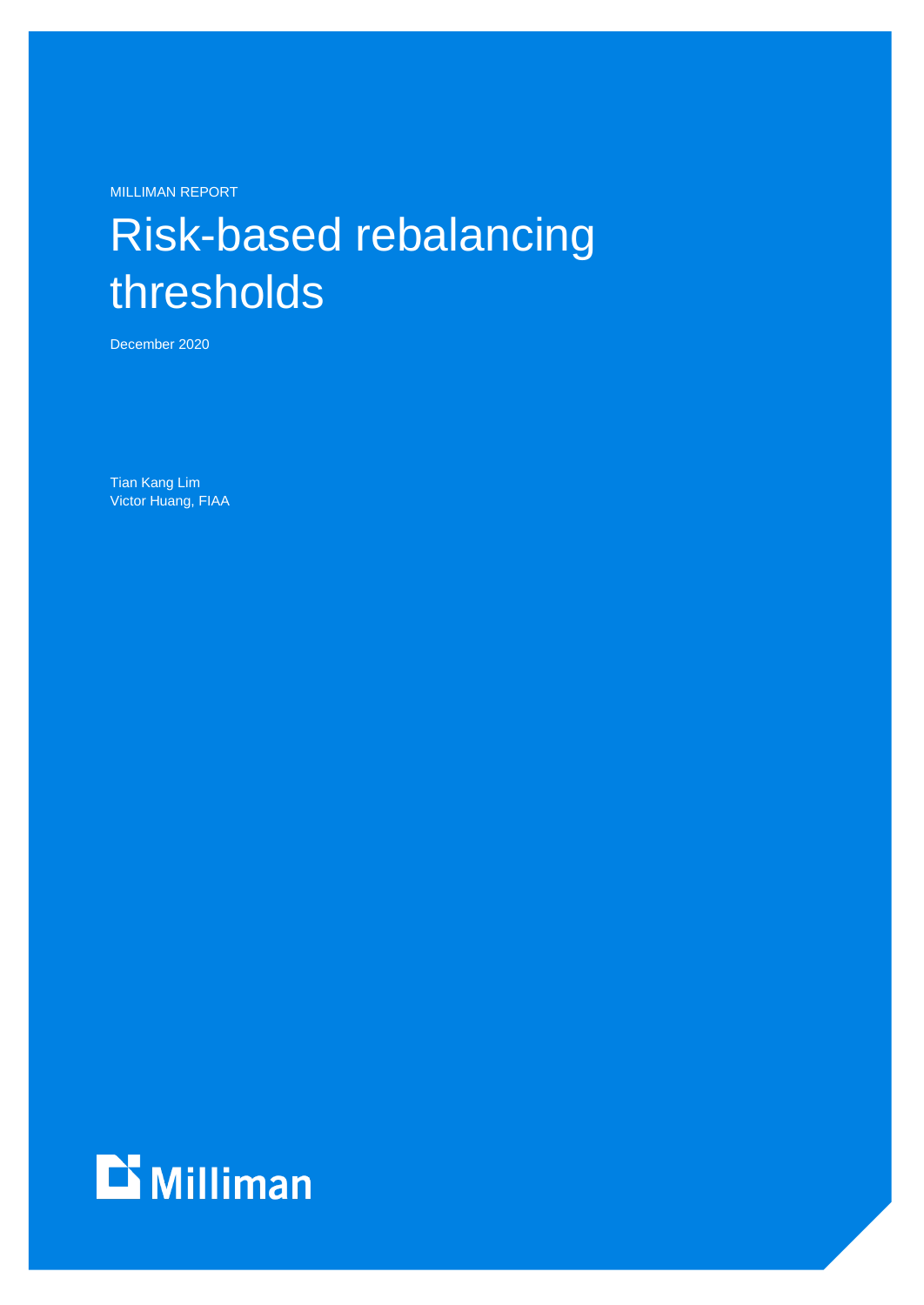MILLIMAN REPORT

# Risk-based rebalancing thresholds

December 2020

Tian Kang Lim
Victor Huang, FIAA

Milliman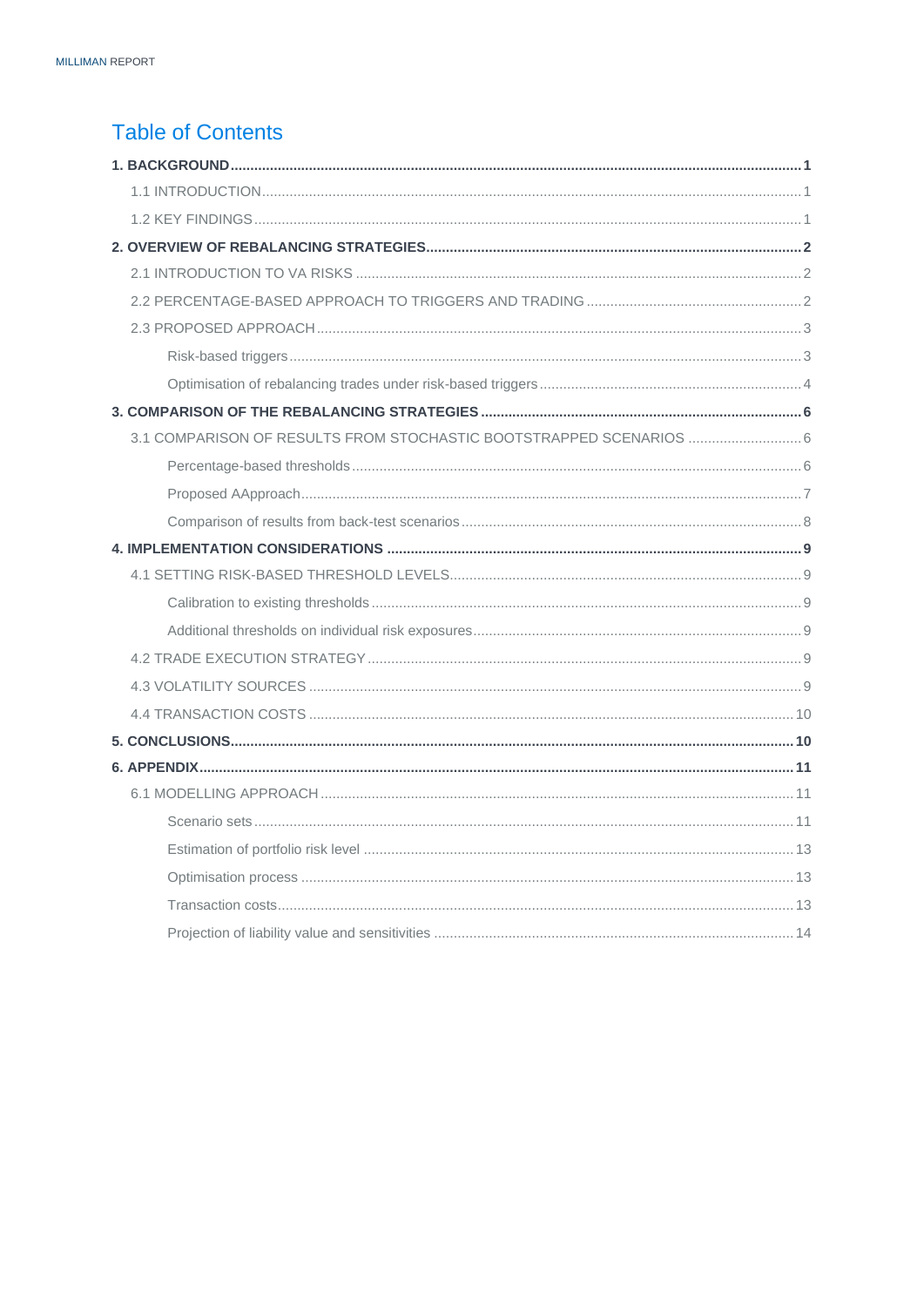# Table of Contents

**1. BACKGROUND** .......... **1**

- 1.1 INTRODUCTION .......... 1
- 1.2 KEY FINDINGS .......... 1

**2. OVERVIEW OF REBALANCING STRATEGIES** .......... **2**

- 2.1 INTRODUCTION TO VA RISKS .......... 2
- 2.2 PERCENTAGE-BASED APPROACH TO TRIGGERS AND TRADING .......... 2
- 2.3 PROPOSED APPROACH .......... 3
  - Risk-based triggers .......... 3
  - Optimisation of rebalancing trades under risk-based triggers .......... 4

**3. COMPARISON OF THE REBALANCING STRATEGIES** .......... **6**

- 3.1 COMPARISON OF RESULTS FROM STOCHASTIC BOOTSTRAPPED SCENARIOS .......... 6
  - Percentage-based thresholds .......... 6
  - Proposed AApproach .......... 7
  - Comparison of results from back-test scenarios .......... 8

**4. IMPLEMENTATION CONSIDERATIONS** .......... **9**

- 4.1 SETTING RISK-BASED THRESHOLD LEVELS .......... 9
  - Calibration to existing thresholds .......... 9
  - Additional thresholds on individual risk exposures .......... 9
- 4.2 TRADE EXECUTION STRATEGY .......... 9
- 4.3 VOLATILITY SOURCES .......... 9
- 4.4 TRANSACTION COSTS .......... 10

**5. CONCLUSIONS** .......... **10**

**6. APPENDIX** .......... **11**

- 6.1 MODELLING APPROACH .......... 11
  - Scenario sets .......... 11
  - Estimation of portfolio risk level .......... 13
  - Optimisation process .......... 13
  - Transaction costs .......... 13
  - Projection of liability value and sensitivities .......... 14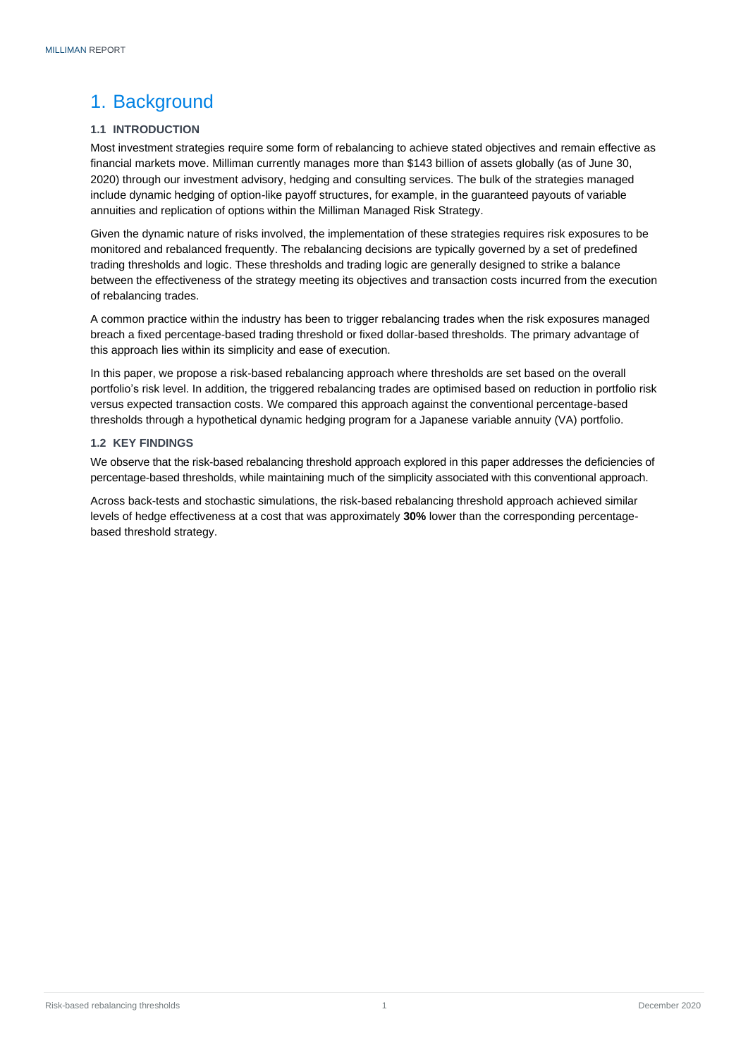# 1. Background

### 1.1 INTRODUCTION

Most investment strategies require some form of rebalancing to achieve stated objectives and remain effective as financial markets move. Milliman currently manages more than $143 billion of assets globally (as of June 30, 2020) through our investment advisory, hedging and consulting services. The bulk of the strategies managed include dynamic hedging of option-like payoff structures, for example, in the guaranteed payouts of variable annuities and replication of options within the Milliman Managed Risk Strategy.

Given the dynamic nature of risks involved, the implementation of these strategies requires risk exposures to be monitored and rebalanced frequently. The rebalancing decisions are typically governed by a set of predefined trading thresholds and logic. These thresholds and trading logic are generally designed to strike a balance between the effectiveness of the strategy meeting its objectives and transaction costs incurred from the execution of rebalancing trades.

A common practice within the industry has been to trigger rebalancing trades when the risk exposures managed breach a fixed percentage-based trading threshold or fixed dollar-based thresholds. The primary advantage of this approach lies within its simplicity and ease of execution.

In this paper, we propose a risk-based rebalancing approach where thresholds are set based on the overall portfolio's risk level. In addition, the triggered rebalancing trades are optimised based on reduction in portfolio risk versus expected transaction costs. We compared this approach against the conventional percentage-based thresholds through a hypothetical dynamic hedging program for a Japanese variable annuity (VA) portfolio.

### 1.2 KEY FINDINGS

We observe that the risk-based rebalancing threshold approach explored in this paper addresses the deficiencies of percentage-based thresholds, while maintaining much of the simplicity associated with this conventional approach.

Across back-tests and stochastic simulations, the risk-based rebalancing threshold approach achieved similar levels of hedge effectiveness at a cost that was approximately **30%** lower than the corresponding percentage-based threshold strategy.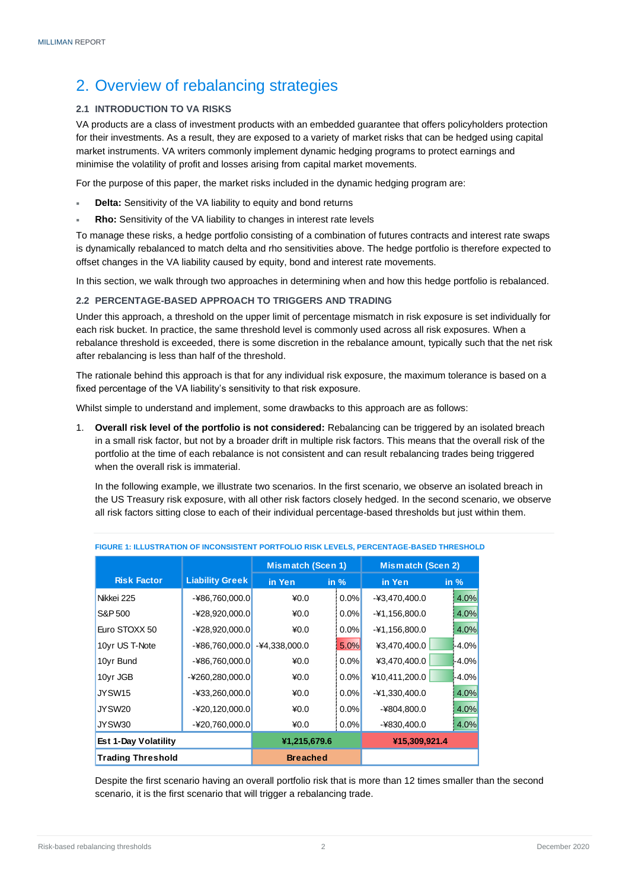# 2. Overview of rebalancing strategies

## 2.1 INTRODUCTION TO VA RISKS

VA products are a class of investment products with an embedded guarantee that offers policyholders protection for their investments. As a result, they are exposed to a variety of market risks that can be hedged using capital market instruments. VA writers commonly implement dynamic hedging programs to protect earnings and minimise the volatility of profit and losses arising from capital market movements.

For the purpose of this paper, the market risks included in the dynamic hedging program are:

- **Delta:** Sensitivity of the VA liability to equity and bond returns
- **Rho:** Sensitivity of the VA liability to changes in interest rate levels

To manage these risks, a hedge portfolio consisting of a combination of futures contracts and interest rate swaps is dynamically rebalanced to match delta and rho sensitivities above. The hedge portfolio is therefore expected to offset changes in the VA liability caused by equity, bond and interest rate movements.

In this section, we walk through two approaches in determining when and how this hedge portfolio is rebalanced.

## 2.2 PERCENTAGE-BASED APPROACH TO TRIGGERS AND TRADING

Under this approach, a threshold on the upper limit of percentage mismatch in risk exposure is set individually for each risk bucket. In practice, the same threshold level is commonly used across all risk exposures. When a rebalance threshold is exceeded, there is some discretion in the rebalance amount, typically such that the net risk after rebalancing is less than half of the threshold.

The rationale behind this approach is that for any individual risk exposure, the maximum tolerance is based on a fixed percentage of the VA liability's sensitivity to that risk exposure.

Whilst simple to understand and implement, some drawbacks to this approach are as follows:

1. **Overall risk level of the portfolio is not considered:** Rebalancing can be triggered by an isolated breach in a small risk factor, but not by a broader drift in multiple risk factors. This means that the overall risk of the portfolio at the time of each rebalance is not consistent and can result rebalancing trades being triggered when the overall risk is immaterial.

   In the following example, we illustrate two scenarios. In the first scenario, we observe an isolated breach in the US Treasury risk exposure, with all other risk factors closely hedged. In the second scenario, we observe all risk factors sitting close to each of their individual percentage-based thresholds but just within them.

FIGURE 1: ILLUSTRATION OF INCONSISTENT PORTFOLIO RISK LEVELS, PERCENTAGE-BASED THRESHOLD

| Risk Factor | Liability Greek | Mismatch (Scen 1) | | Mismatch (Scen 2) | |
|---|---|---|---|---|---|
| | | in Yen | in % | in Yen | in % |
| Nikkei 225 | -¥86,760,000.0 | ¥0.0 | 0.0% | -¥3,470,400.0 | 4.0% |
| S&P 500 | -¥28,920,000.0 | ¥0.0 | 0.0% | -¥1,156,800.0 | 4.0% |
| Euro STOXX 50 | -¥28,920,000.0 | ¥0.0 | 0.0% | -¥1,156,800.0 | 4.0% |
| 10yr US T-Note | -¥86,760,000.0 | -¥4,338,000.0 | 5.0% | ¥3,470,400.0 | -4.0% |
| 10yr Bund | -¥86,760,000.0 | ¥0.0 | 0.0% | ¥3,470,400.0 | -4.0% |
| 10yr JGB | -¥260,280,000.0 | ¥0.0 | 0.0% | ¥10,411,200.0 | -4.0% |
| JYSW15 | -¥33,260,000.0 | ¥0.0 | 0.0% | -¥1,330,400.0 | 4.0% |
| JYSW20 | -¥20,120,000.0 | ¥0.0 | 0.0% | -¥804,800.0 | 4.0% |
| JYSW30 | -¥20,760,000.0 | ¥0.0 | 0.0% | -¥830,400.0 | 4.0% |
| **Est 1-Day Volatility** | | **¥1,215,679.6** | | **¥15,309,921.4** | |
| **Trading Threshold** | | **Breached** | | | |

Despite the first scenario having an overall portfolio risk that is more than 12 times smaller than the second scenario, it is the first scenario that will trigger a rebalancing trade.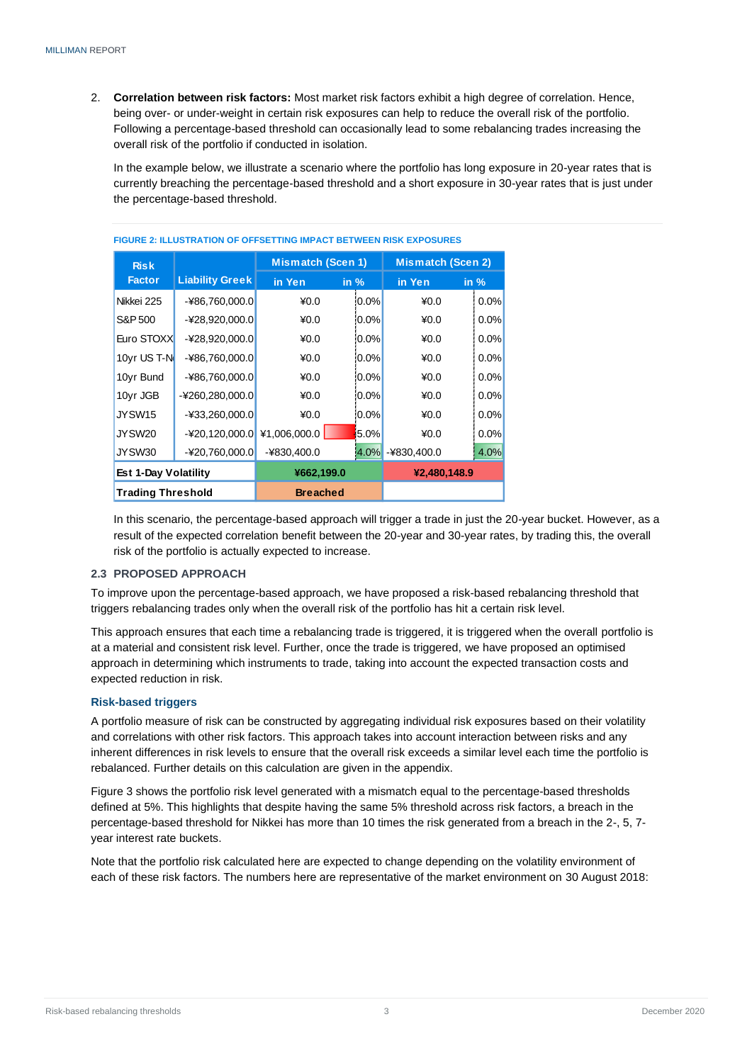2. **Correlation between risk factors:** Most market risk factors exhibit a high degree of correlation. Hence, being over- or under-weight in certain risk exposures can help to reduce the overall risk of the portfolio. Following a percentage-based threshold can occasionally lead to some rebalancing trades increasing the overall risk of the portfolio if conducted in isolation.

   In the example below, we illustrate a scenario where the portfolio has long exposure in 20-year rates that is currently breaching the percentage-based threshold and a short exposure in 30-year rates that is just under the percentage-based threshold.

**FIGURE 2: ILLUSTRATION OF OFFSETTING IMPACT BETWEEN RISK EXPOSURES**

| Risk Factor | Liability Greek | Mismatch (Scen 1) | | Mismatch (Scen 2) | |
|---|---|---|---|---|---|
| | | in Yen | in % | in Yen | in % |
| Nikkei 225 | -¥86,760,000.0 | ¥0.0 | 0.0% | ¥0.0 | 0.0% |
| S&P 500 | -¥28,920,000.0 | ¥0.0 | 0.0% | ¥0.0 | 0.0% |
| Euro STOXX | -¥28,920,000.0 | ¥0.0 | 0.0% | ¥0.0 | 0.0% |
| 10yr US T-N | -¥86,760,000.0 | ¥0.0 | 0.0% | ¥0.0 | 0.0% |
| 10yr Bund | -¥86,760,000.0 | ¥0.0 | 0.0% | ¥0.0 | 0.0% |
| 10yr JGB | -¥260,280,000.0 | ¥0.0 | 0.0% | ¥0.0 | 0.0% |
| JYSW15 | -¥33,260,000.0 | ¥0.0 | 0.0% | ¥0.0 | 0.0% |
| JYSW20 | -¥20,120,000.0 | ¥1,006,000.0 | 5.0% | ¥0.0 | 0.0% |
| JYSW30 | -¥20,760,000.0 | -¥830,400.0 | 4.0% | -¥830,400.0 | 4.0% |
| **Est 1-Day Volatility** | | **¥662,199.0** | | **¥2,480,148.9** | |
| **Trading Threshold** | | **Breached** | | | |

   In this scenario, the percentage-based approach will trigger a trade in just the 20-year bucket. However, as a result of the expected correlation benefit between the 20-year and 30-year rates, by trading this, the overall risk of the portfolio is actually expected to increase.

## 2.3 PROPOSED APPROACH

To improve upon the percentage-based approach, we have proposed a risk-based rebalancing threshold that triggers rebalancing trades only when the overall risk of the portfolio has hit a certain risk level.

This approach ensures that each time a rebalancing trade is triggered, it is triggered when the overall portfolio is at a material and consistent risk level. Further, once the trade is triggered, we have proposed an optimised approach in determining which instruments to trade, taking into account the expected transaction costs and expected reduction in risk.

### Risk-based triggers

A portfolio measure of risk can be constructed by aggregating individual risk exposures based on their volatility and correlations with other risk factors. This approach takes into account interaction between risks and any inherent differences in risk levels to ensure that the overall risk exceeds a similar level each time the portfolio is rebalanced. Further details on this calculation are given in the appendix.

Figure 3 shows the portfolio risk level generated with a mismatch equal to the percentage-based thresholds defined at 5%. This highlights that despite having the same 5% threshold across risk factors, a breach in the percentage-based threshold for Nikkei has more than 10 times the risk generated from a breach in the 2-, 5, 7-year interest rate buckets.

Note that the portfolio risk calculated here are expected to change depending on the volatility environment of each of these risk factors. The numbers here are representative of the market environment on 30 August 2018: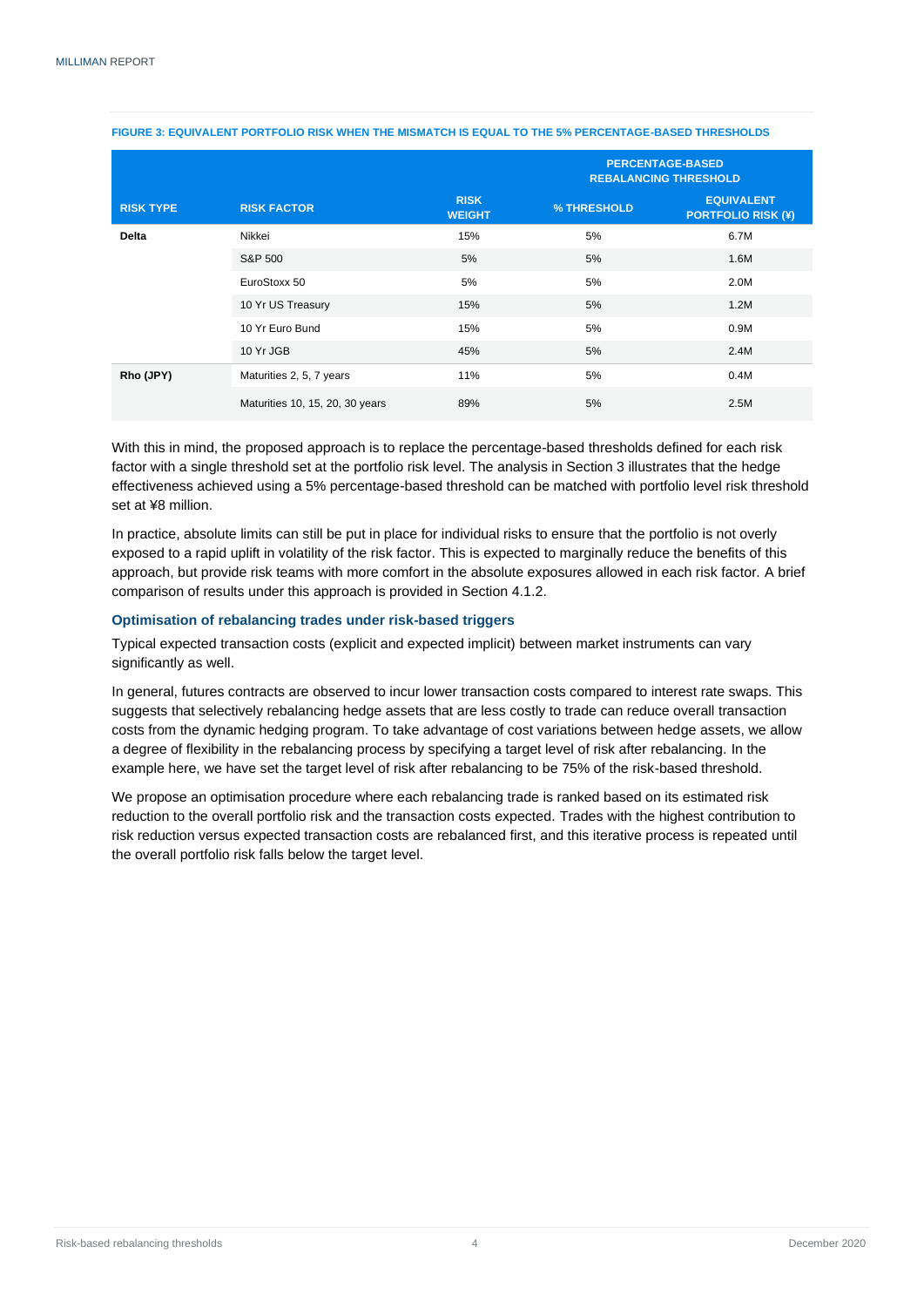FIGURE 3: EQUIVALENT PORTFOLIO RISK WHEN THE MISMATCH IS EQUAL TO THE 5% PERCENTAGE-BASED THRESHOLDS

| | | | PERCENTAGE-BASED REBALANCING THRESHOLD | |
|---|---|---|---|---|
| RISK TYPE | RISK FACTOR | RISK WEIGHT | % THRESHOLD | EQUIVALENT PORTFOLIO RISK (¥) |
| **Delta** | Nikkei | 15% | 5% | 6.7M |
| | S&P 500 | 5% | 5% | 1.6M |
| | EuroStoxx 50 | 5% | 5% | 2.0M |
| | 10 Yr US Treasury | 15% | 5% | 1.2M |
| | 10 Yr Euro Bund | 15% | 5% | 0.9M |
| | 10 Yr JGB | 45% | 5% | 2.4M |
| **Rho (JPY)** | Maturities 2, 5, 7 years | 11% | 5% | 0.4M |
| | Maturities 10, 15, 20, 30 years | 89% | 5% | 2.5M |

With this in mind, the proposed approach is to replace the percentage-based thresholds defined for each risk factor with a single threshold set at the portfolio risk level. The analysis in Section 3 illustrates that the hedge effectiveness achieved using a 5% percentage-based threshold can be matched with portfolio level risk threshold set at ¥8 million.

In practice, absolute limits can still be put in place for individual risks to ensure that the portfolio is not overly exposed to a rapid uplift in volatility of the risk factor. This is expected to marginally reduce the benefits of this approach, but provide risk teams with more comfort in the absolute exposures allowed in each risk factor. A brief comparison of results under this approach is provided in Section 4.1.2.

### Optimisation of rebalancing trades under risk-based triggers

Typical expected transaction costs (explicit and expected implicit) between market instruments can vary significantly as well.

In general, futures contracts are observed to incur lower transaction costs compared to interest rate swaps. This suggests that selectively rebalancing hedge assets that are less costly to trade can reduce overall transaction costs from the dynamic hedging program. To take advantage of cost variations between hedge assets, we allow a degree of flexibility in the rebalancing process by specifying a target level of risk after rebalancing. In the example here, we have set the target level of risk after rebalancing to be 75% of the risk-based threshold.

We propose an optimisation procedure where each rebalancing trade is ranked based on its estimated risk reduction to the overall portfolio risk and the transaction costs expected. Trades with the highest contribution to risk reduction versus expected transaction costs are rebalanced first, and this iterative process is repeated until the overall portfolio risk falls below the target level.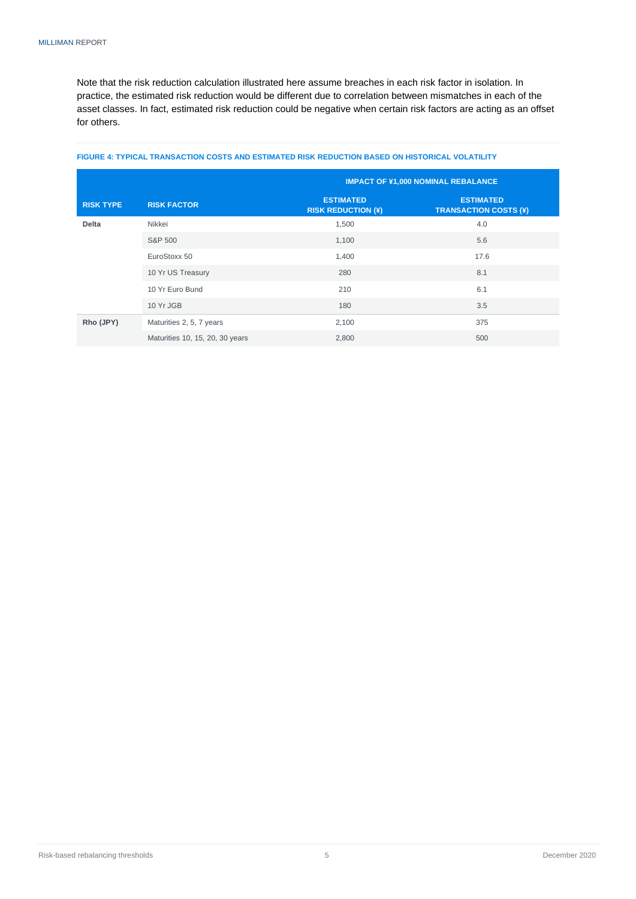Note that the risk reduction calculation illustrated here assume breaches in each risk factor in isolation. In practice, the estimated risk reduction would be different due to correlation between mismatches in each of the asset classes. In fact, estimated risk reduction could be negative when certain risk factors are acting as an offset for others.

**FIGURE 4: TYPICAL TRANSACTION COSTS AND ESTIMATED RISK REDUCTION BASED ON HISTORICAL VOLATILITY**

| | | IMPACT OF ¥1,000 NOMINAL REBALANCE | |
|---|---|---|---|
| **RISK TYPE** | **RISK FACTOR** | **ESTIMATED RISK REDUCTION (¥)** | **ESTIMATED TRANSACTION COSTS (¥)** |
| **Delta** | Nikkei | 1,500 | 4.0 |
| | S&P 500 | 1,100 | 5.6 |
| | EuroStoxx 50 | 1,400 | 17.6 |
| | 10 Yr US Treasury | 280 | 8.1 |
| | 10 Yr Euro Bund | 210 | 6.1 |
| | 10 Yr JGB | 180 | 3.5 |
| **Rho (JPY)** | Maturities 2, 5, 7 years | 2,100 | 375 |
| | Maturities 10, 15, 20, 30 years | 2,800 | 500 |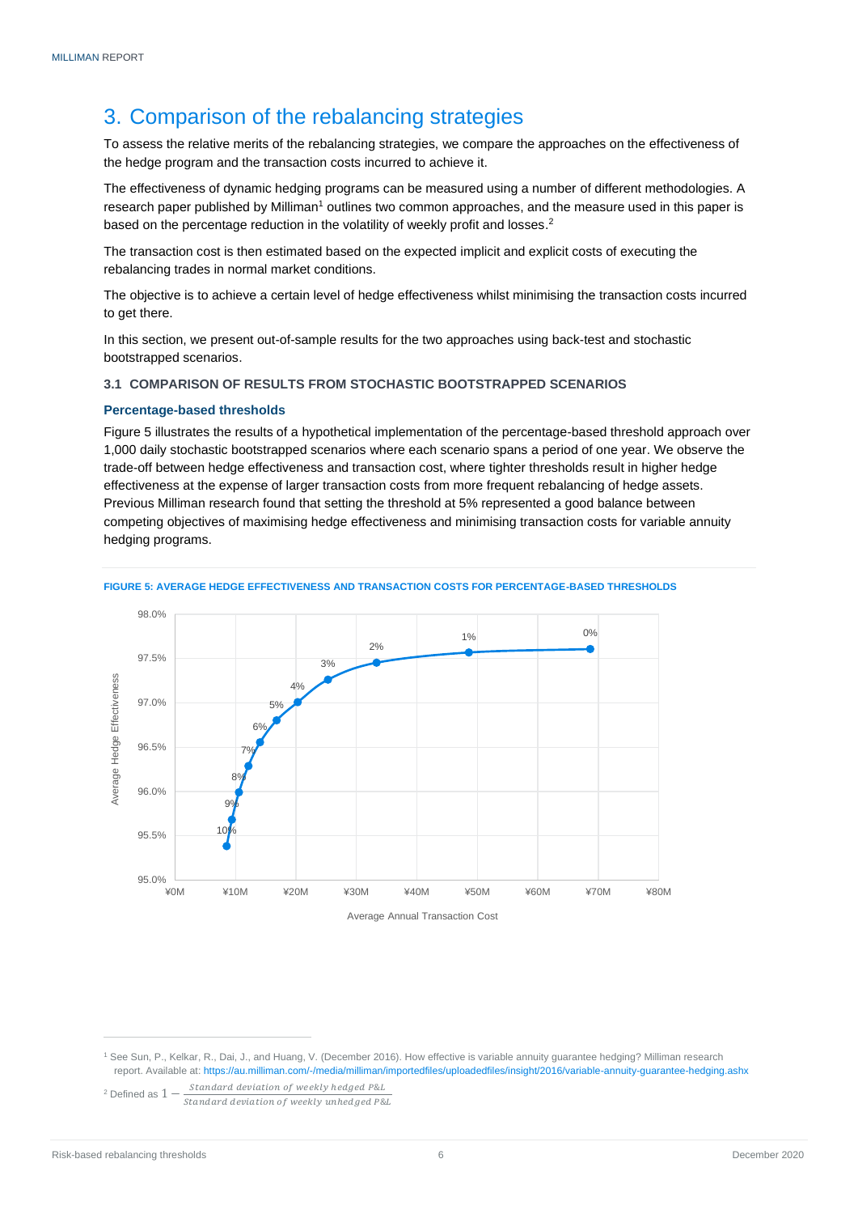# 3. Comparison of the rebalancing strategies

To assess the relative merits of the rebalancing strategies, we compare the approaches on the effectiveness of the hedge program and the transaction costs incurred to achieve it.

The effectiveness of dynamic hedging programs can be measured using a number of different methodologies. A research paper published by Milliman[1] outlines two common approaches, and the measure used in this paper is based on the percentage reduction in the volatility of weekly profit and losses.[2]

The transaction cost is then estimated based on the expected implicit and explicit costs of executing the rebalancing trades in normal market conditions.

The objective is to achieve a certain level of hedge effectiveness whilst minimising the transaction costs incurred to get there.

In this section, we present out-of-sample results for the two approaches using back-test and stochastic bootstrapped scenarios.

### 3.1 COMPARISON OF RESULTS FROM STOCHASTIC BOOTSTRAPPED SCENARIOS

#### Percentage-based thresholds

Figure 5 illustrates the results of a hypothetical implementation of the percentage-based threshold approach over 1,000 daily stochastic bootstrapped scenarios where each scenario spans a period of one year. We observe the trade-off between hedge effectiveness and transaction cost, where tighter thresholds result in higher hedge effectiveness at the expense of larger transaction costs from more frequent rebalancing of hedge assets. Previous Milliman research found that setting the threshold at 5% represented a good balance between competing objectives of maximising hedge effectiveness and minimising transaction costs for variable annuity hedging programs.

**FIGURE 5: AVERAGE HEDGE EFFECTIVENESS AND TRANSACTION COSTS FOR PERCENTAGE-BASED THRESHOLDS**

---

[1] See Sun, P., Kelkar, R., Dai, J., and Huang, V. (December 2016). How effective is variable annuity guarantee hedging? Milliman research report. Available at: https://au.milliman.com/-/media/milliman/importedfiles/uploadedfiles/insight/2016/variable-annuity-guarantee-hedging.ashx

[2] Defined as $1 - \frac{\text{Standard deviation of weekly hedged P\&L}}{\text{Standard deviation of weekly unhedged P\&L}}$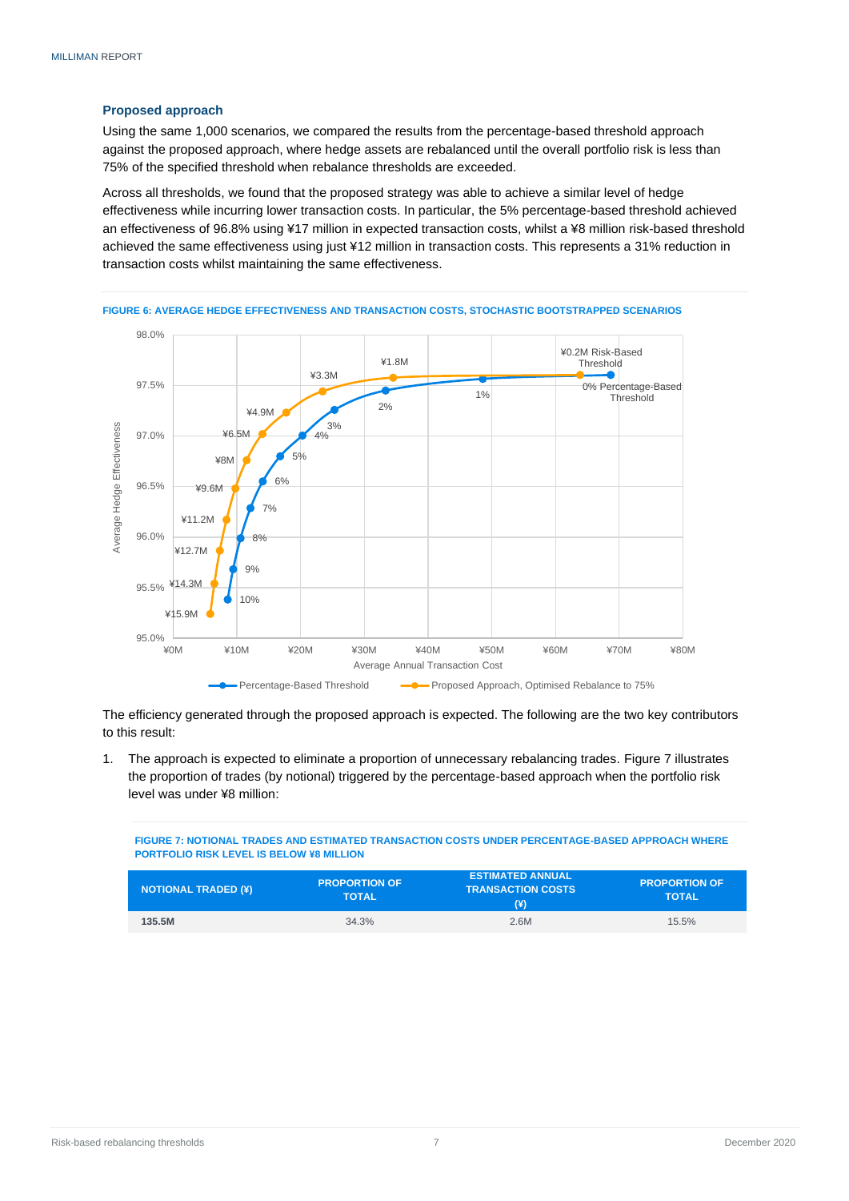### Proposed approach

Using the same 1,000 scenarios, we compared the results from the percentage-based threshold approach against the proposed approach, where hedge assets are rebalanced until the overall portfolio risk is less than 75% of the specified threshold when rebalance thresholds are exceeded.

Across all thresholds, we found that the proposed strategy was able to achieve a similar level of hedge effectiveness while incurring lower transaction costs. In particular, the 5% percentage-based threshold achieved an effectiveness of 96.8% using ¥17 million in expected transaction costs, whilst a ¥8 million risk-based threshold achieved the same effectiveness using just ¥12 million in transaction costs. This represents a 31% reduction in transaction costs whilst maintaining the same effectiveness.

FIGURE 6: AVERAGE HEDGE EFFECTIVENESS AND TRANSACTION COSTS, STOCHASTIC BOOTSTRAPPED SCENARIOS

The efficiency generated through the proposed approach is expected. The following are the two key contributors to this result:

1. The approach is expected to eliminate a proportion of unnecessary rebalancing trades. Figure 7 illustrates the proportion of trades (by notional) triggered by the percentage-based approach when the portfolio risk level was under ¥8 million:

FIGURE 7: NOTIONAL TRADES AND ESTIMATED TRANSACTION COSTS UNDER PERCENTAGE-BASED APPROACH WHERE PORTFOLIO RISK LEVEL IS BELOW ¥8 MILLION

| NOTIONAL TRADED (¥) | PROPORTION OF TOTAL | ESTIMATED ANNUAL TRANSACTION COSTS (¥) | PROPORTION OF TOTAL |
|---|---|---|---|
| 135.5M | 34.3% | 2.6M | 15.5% |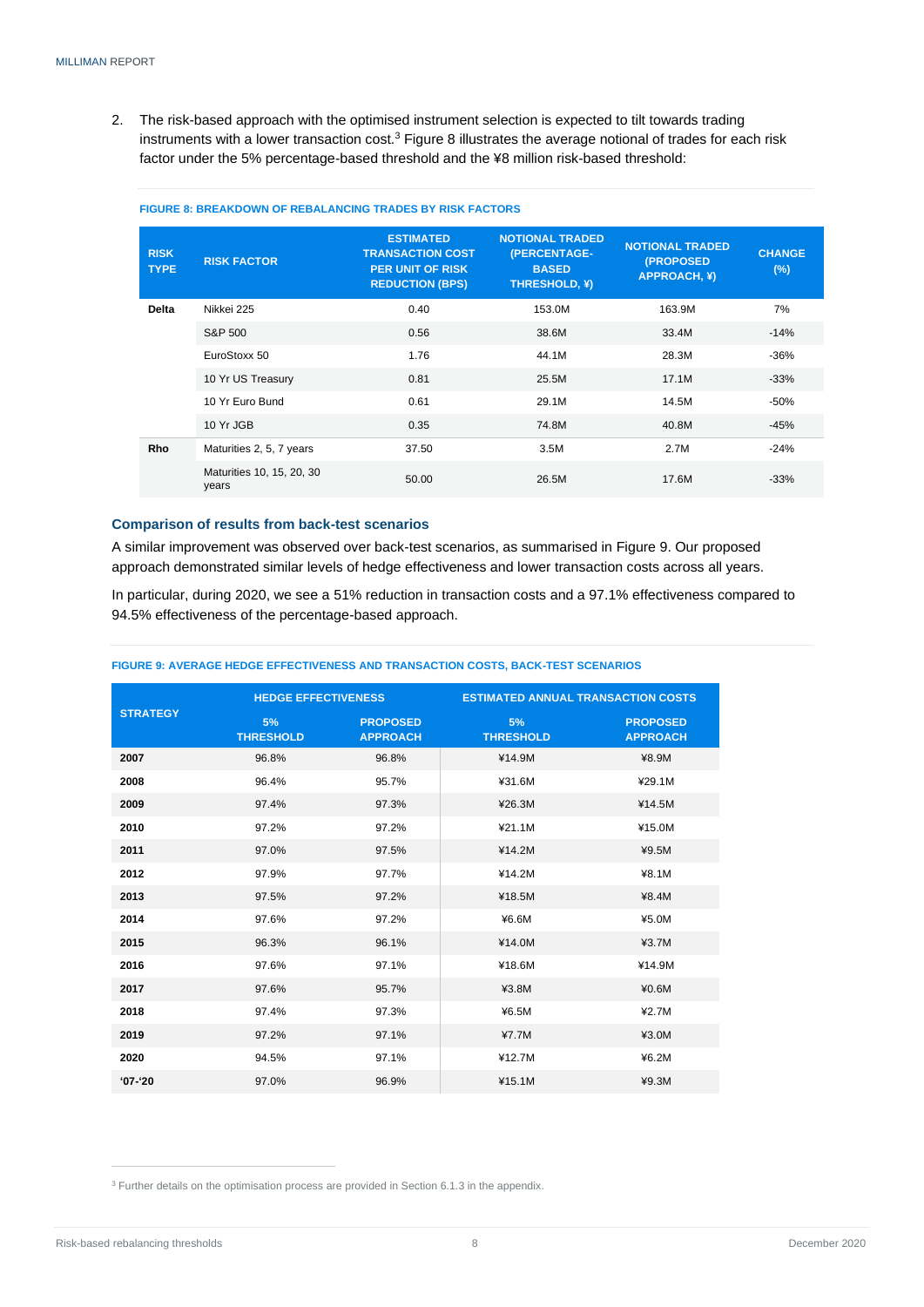2. The risk-based approach with the optimised instrument selection is expected to tilt towards trading instruments with a lower transaction cost.[3] Figure 8 illustrates the average notional of trades for each risk factor under the 5% percentage-based threshold and the ¥8 million risk-based threshold:

**FIGURE 8: BREAKDOWN OF REBALANCING TRADES BY RISK FACTORS**

| RISK TYPE | RISK FACTOR | ESTIMATED TRANSACTION COST PER UNIT OF RISK REDUCTION (BPS) | NOTIONAL TRADED (PERCENTAGE-BASED THRESHOLD, ¥) | NOTIONAL TRADED (PROPOSED APPROACH, ¥) | CHANGE (%) |
|---|---|---|---|---|---|
| Delta | Nikkei 225 | 0.40 | 153.0M | 163.9M | 7% |
| | S&P 500 | 0.56 | 38.6M | 33.4M | -14% |
| | EuroStoxx 50 | 1.76 | 44.1M | 28.3M | -36% |
| | 10 Yr US Treasury | 0.81 | 25.5M | 17.1M | -33% |
| | 10 Yr Euro Bund | 0.61 | 29.1M | 14.5M | -50% |
| | 10 Yr JGB | 0.35 | 74.8M | 40.8M | -45% |
| Rho | Maturities 2, 5, 7 years | 37.50 | 3.5M | 2.7M | -24% |
| | Maturities 10, 15, 20, 30 years | 50.00 | 26.5M | 17.6M | -33% |

## Comparison of results from back-test scenarios

A similar improvement was observed over back-test scenarios, as summarised in Figure 9. Our proposed approach demonstrated similar levels of hedge effectiveness and lower transaction costs across all years.

In particular, during 2020, we see a 51% reduction in transaction costs and a 97.1% effectiveness compared to 94.5% effectiveness of the percentage-based approach.

**FIGURE 9: AVERAGE HEDGE EFFECTIVENESS AND TRANSACTION COSTS, BACK-TEST SCENARIOS**

| STRATEGY | HEDGE EFFECTIVENESS | | ESTIMATED ANNUAL TRANSACTION COSTS | |
|---|---|---|---|---|
| | 5% THRESHOLD | PROPOSED APPROACH | 5% THRESHOLD | PROPOSED APPROACH |
| 2007 | 96.8% | 96.8% | ¥14.9M | ¥8.9M |
| 2008 | 96.4% | 95.7% | ¥31.6M | ¥29.1M |
| 2009 | 97.4% | 97.3% | ¥26.3M | ¥14.5M |
| 2010 | 97.2% | 97.2% | ¥21.1M | ¥15.0M |
| 2011 | 97.0% | 97.5% | ¥14.2M | ¥9.5M |
| 2012 | 97.9% | 97.7% | ¥14.2M | ¥8.1M |
| 2013 | 97.5% | 97.2% | ¥18.5M | ¥8.4M |
| 2014 | 97.6% | 97.2% | ¥6.6M | ¥5.0M |
| 2015 | 96.3% | 96.1% | ¥14.0M | ¥3.7M |
| 2016 | 97.6% | 97.1% | ¥18.6M | ¥14.9M |
| 2017 | 97.6% | 95.7% | ¥3.8M | ¥0.6M |
| 2018 | 97.4% | 97.3% | ¥6.5M | ¥2.7M |
| 2019 | 97.2% | 97.1% | ¥7.7M | ¥3.0M |
| 2020 | 94.5% | 97.1% | ¥12.7M | ¥6.2M |
| '07-'20 | 97.0% | 96.9% | ¥15.1M | ¥9.3M |

[3] Further details on the optimisation process are provided in Section 6.1.3 in the appendix.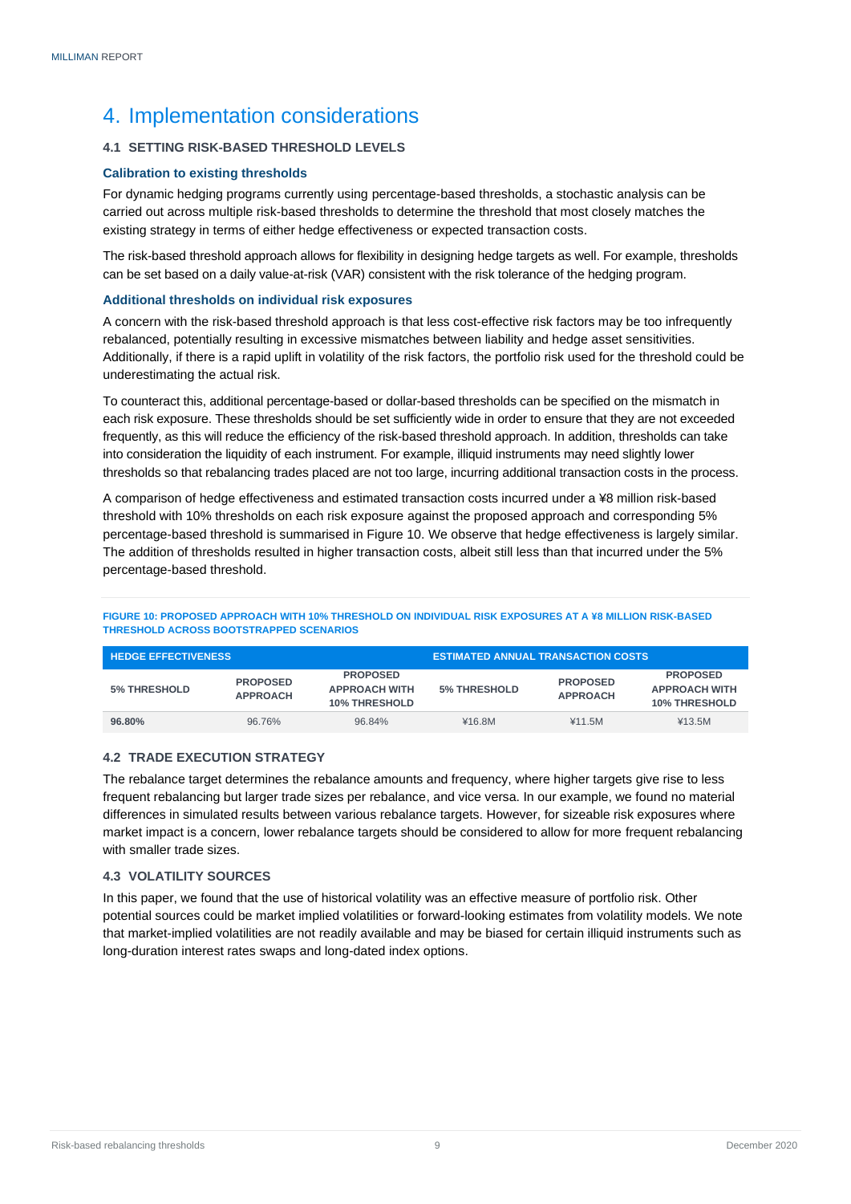# 4. Implementation considerations

## 4.1 SETTING RISK-BASED THRESHOLD LEVELS

### Calibration to existing thresholds

For dynamic hedging programs currently using percentage-based thresholds, a stochastic analysis can be carried out across multiple risk-based thresholds to determine the threshold that most closely matches the existing strategy in terms of either hedge effectiveness or expected transaction costs.

The risk-based threshold approach allows for flexibility in designing hedge targets as well. For example, thresholds can be set based on a daily value-at-risk (VAR) consistent with the risk tolerance of the hedging program.

### Additional thresholds on individual risk exposures

A concern with the risk-based threshold approach is that less cost-effective risk factors may be too infrequently rebalanced, potentially resulting in excessive mismatches between liability and hedge asset sensitivities. Additionally, if there is a rapid uplift in volatility of the risk factors, the portfolio risk used for the threshold could be underestimating the actual risk.

To counteract this, additional percentage-based or dollar-based thresholds can be specified on the mismatch in each risk exposure. These thresholds should be set sufficiently wide in order to ensure that they are not exceeded frequently, as this will reduce the efficiency of the risk-based threshold approach. In addition, thresholds can take into consideration the liquidity of each instrument. For example, illiquid instruments may need slightly lower thresholds so that rebalancing trades placed are not too large, incurring additional transaction costs in the process.

A comparison of hedge effectiveness and estimated transaction costs incurred under a ¥8 million risk-based threshold with 10% thresholds on each risk exposure against the proposed approach and corresponding 5% percentage-based threshold is summarised in Figure 10. We observe that hedge effectiveness is largely similar. The addition of thresholds resulted in higher transaction costs, albeit still less than that incurred under the 5% percentage-based threshold.

FIGURE 10: PROPOSED APPROACH WITH 10% THRESHOLD ON INDIVIDUAL RISK EXPOSURES AT A ¥8 MILLION RISK-BASED THRESHOLD ACROSS BOOTSTRAPPED SCENARIOS

| HEDGE EFFECTIVENESS | | | ESTIMATED ANNUAL TRANSACTION COSTS | | |
|---|---|---|---|---|---|
| 5% THRESHOLD | PROPOSED APPROACH | PROPOSED APPROACH WITH 10% THRESHOLD | 5% THRESHOLD | PROPOSED APPROACH | PROPOSED APPROACH WITH 10% THRESHOLD |
| **96.80%** | 96.76% | 96.84% | ¥16.8M | ¥11.5M | ¥13.5M |

## 4.2 TRADE EXECUTION STRATEGY

The rebalance target determines the rebalance amounts and frequency, where higher targets give rise to less frequent rebalancing but larger trade sizes per rebalance, and vice versa. In our example, we found no material differences in simulated results between various rebalance targets. However, for sizeable risk exposures where market impact is a concern, lower rebalance targets should be considered to allow for more frequent rebalancing with smaller trade sizes.

## 4.3 VOLATILITY SOURCES

In this paper, we found that the use of historical volatility was an effective measure of portfolio risk. Other potential sources could be market implied volatilities or forward-looking estimates from volatility models. We note that market-implied volatilities are not readily available and may be biased for certain illiquid instruments such as long-duration interest rates swaps and long-dated index options.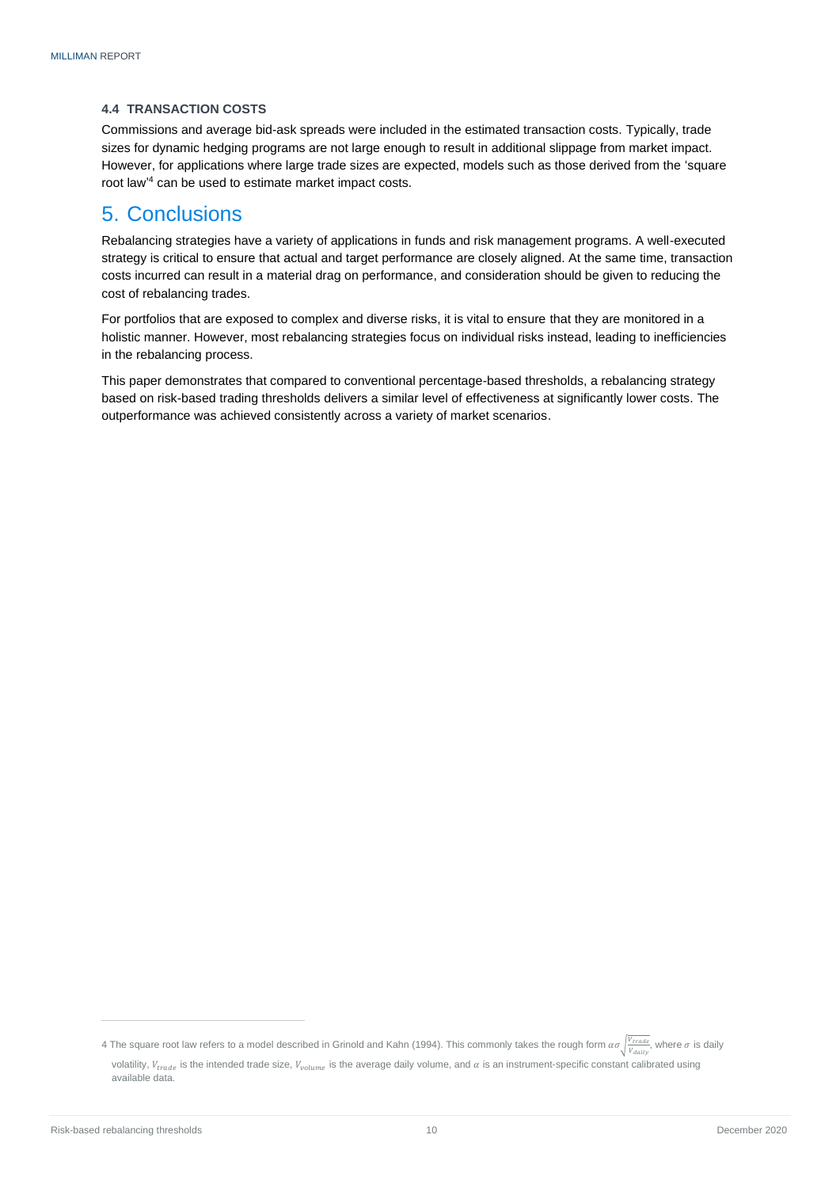### 4.4 TRANSACTION COSTS

Commissions and average bid-ask spreads were included in the estimated transaction costs. Typically, trade sizes for dynamic hedging programs are not large enough to result in additional slippage from market impact. However, for applications where large trade sizes are expected, models such as those derived from the 'square root law'[4] can be used to estimate market impact costs.

## 5. Conclusions

Rebalancing strategies have a variety of applications in funds and risk management programs. A well-executed strategy is critical to ensure that actual and target performance are closely aligned. At the same time, transaction costs incurred can result in a material drag on performance, and consideration should be given to reducing the cost of rebalancing trades.

For portfolios that are exposed to complex and diverse risks, it is vital to ensure that they are monitored in a holistic manner. However, most rebalancing strategies focus on individual risks instead, leading to inefficiencies in the rebalancing process.

This paper demonstrates that compared to conventional percentage-based thresholds, a rebalancing strategy based on risk-based trading thresholds delivers a similar level of effectiveness at significantly lower costs. The outperformance was achieved consistently across a variety of market scenarios.

---

4 The square root law refers to a model described in Grinold and Kahn (1994). This commonly takes the rough form $\alpha\sigma\sqrt{\frac{V_{trade}}{V_{daily}}}$, where $\sigma$ is daily volatility, $V_{trade}$ is the intended trade size, $V_{volume}$ is the average daily volume, and $\alpha$ is an instrument-specific constant calibrated using available data.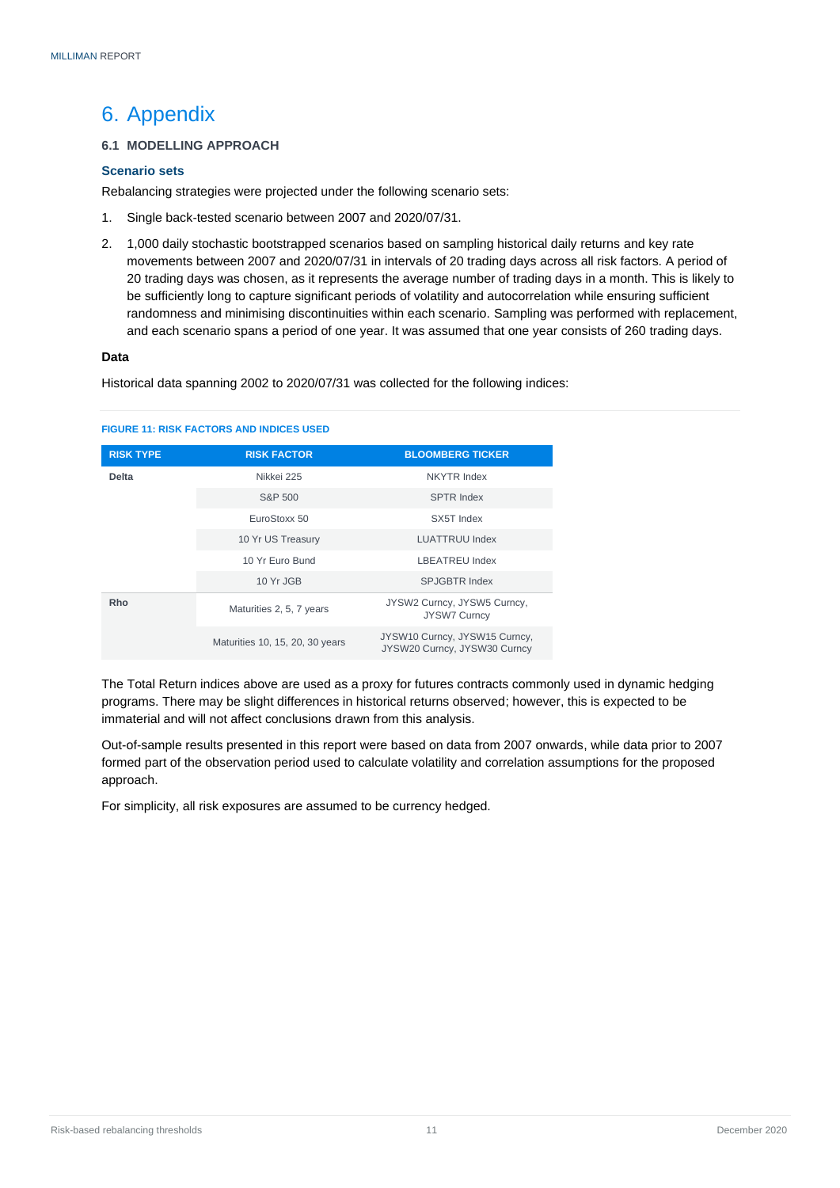# 6. Appendix

### 6.1 MODELLING APPROACH

#### Scenario sets

Rebalancing strategies were projected under the following scenario sets:

1. Single back-tested scenario between 2007 and 2020/07/31.
2. 1,000 daily stochastic bootstrapped scenarios based on sampling historical daily returns and key rate movements between 2007 and 2020/07/31 in intervals of 20 trading days across all risk factors. A period of 20 trading days was chosen, as it represents the average number of trading days in a month. This is likely to be sufficiently long to capture significant periods of volatility and autocorrelation while ensuring sufficient randomness and minimising discontinuities within each scenario. Sampling was performed with replacement, and each scenario spans a period of one year. It was assumed that one year consists of 260 trading days.

#### Data

Historical data spanning 2002 to 2020/07/31 was collected for the following indices:

FIGURE 11: RISK FACTORS AND INDICES USED

| RISK TYPE | RISK FACTOR | BLOOMBERG TICKER |
|---|---|---|
| Delta | Nikkei 225 | NKYTR Index |
| | S&P 500 | SPTR Index |
| | EuroStoxx 50 | SX5T Index |
| | 10 Yr US Treasury | LUATTRUU Index |
| | 10 Yr Euro Bund | LBEATREU Index |
| | 10 Yr JGB | SPJGBTR Index |
| Rho | Maturities 2, 5, 7 years | JYSW2 Curncy, JYSW5 Curncy, JYSW7 Curncy |
| | Maturities 10, 15, 20, 30 years | JYSW10 Curncy, JYSW15 Curncy, JYSW20 Curncy, JYSW30 Curncy |

The Total Return indices above are used as a proxy for futures contracts commonly used in dynamic hedging programs. There may be slight differences in historical returns observed; however, this is expected to be immaterial and will not affect conclusions drawn from this analysis.

Out-of-sample results presented in this report were based on data from 2007 onwards, while data prior to 2007 formed part of the observation period used to calculate volatility and correlation assumptions for the proposed approach.

For simplicity, all risk exposures are assumed to be currency hedged.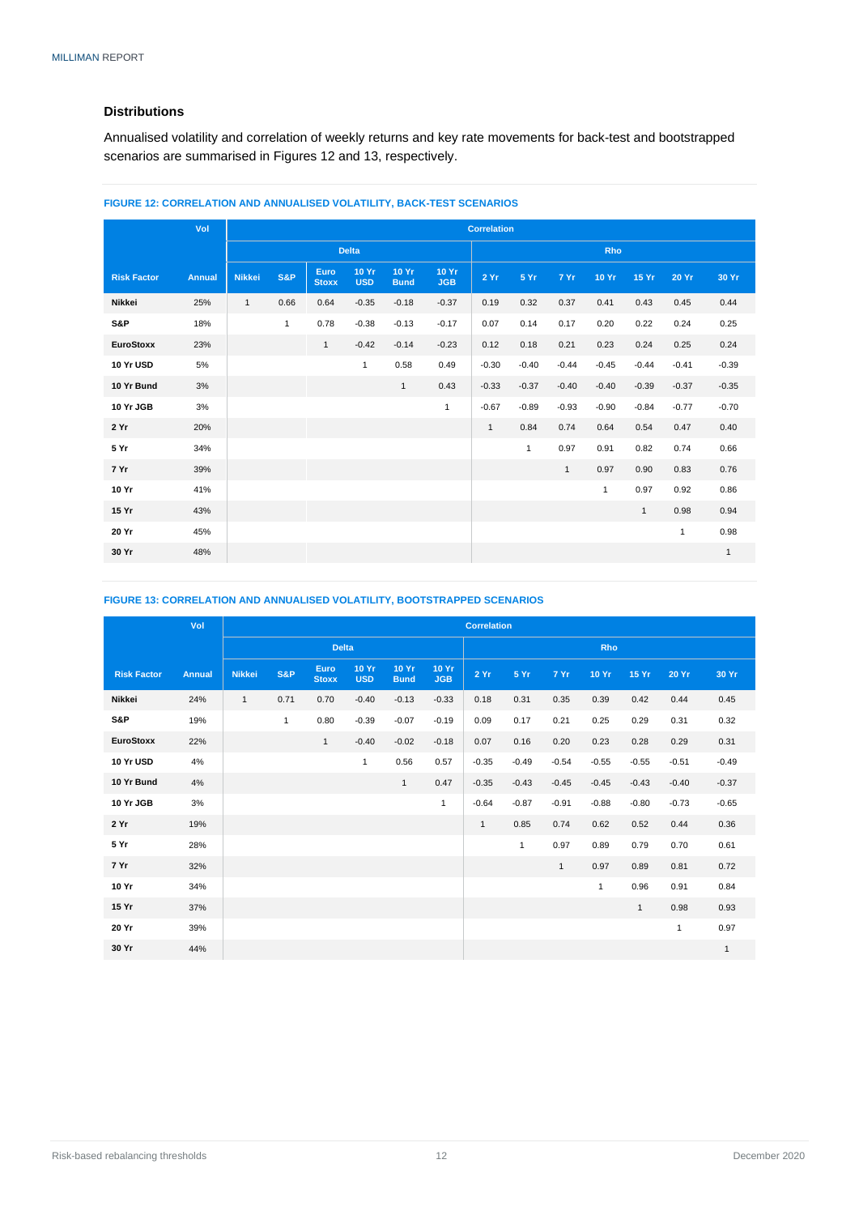### Distributions

Annualised volatility and correlation of weekly returns and key rate movements for back-test and bootstrapped scenarios are summarised in Figures 12 and 13, respectively.

**FIGURE 12: CORRELATION AND ANNUALISED VOLATILITY, BACK-TEST SCENARIOS**

| | Vol | Correlation | | | | | | | | | | | | |
|---|---|---|---|---|---|---|---|---|---|---|---|---|---|---|
| | | Delta | | | | | | Rho | | | | | | |
| **Risk Factor** | **Annual** | **Nikkei** | **S&P** | **Euro Stoxx** | **10 Yr USD** | **10 Yr Bund** | **10 Yr JGB** | **2 Yr** | **5 Yr** | **7 Yr** | **10 Yr** | **15 Yr** | **20 Yr** | **30 Yr** |
| **Nikkei** | 25% | 1 | 0.66 | 0.64 | -0.35 | -0.18 | -0.37 | 0.19 | 0.32 | 0.37 | 0.41 | 0.43 | 0.45 | 0.44 |
| **S&P** | 18% | | 1 | 0.78 | -0.38 | -0.13 | -0.17 | 0.07 | 0.14 | 0.17 | 0.20 | 0.22 | 0.24 | 0.25 |
| **EuroStoxx** | 23% | | | 1 | -0.42 | -0.14 | -0.23 | 0.12 | 0.18 | 0.21 | 0.23 | 0.24 | 0.25 | 0.24 |
| **10 Yr USD** | 5% | | | | 1 | 0.58 | 0.49 | -0.30 | -0.40 | -0.44 | -0.45 | -0.44 | -0.41 | -0.39 |
| **10 Yr Bund** | 3% | | | | | 1 | 0.43 | -0.33 | -0.37 | -0.40 | -0.40 | -0.39 | -0.37 | -0.35 |
| **10 Yr JGB** | 3% | | | | | | 1 | -0.67 | -0.89 | -0.93 | -0.90 | -0.84 | -0.77 | -0.70 |
| **2 Yr** | 20% | | | | | | | 1 | 0.84 | 0.74 | 0.64 | 0.54 | 0.47 | 0.40 |
| **5 Yr** | 34% | | | | | | | | 1 | 0.97 | 0.91 | 0.82 | 0.74 | 0.66 |
| **7 Yr** | 39% | | | | | | | | | 1 | 0.97 | 0.90 | 0.83 | 0.76 |
| **10 Yr** | 41% | | | | | | | | | | 1 | 0.97 | 0.92 | 0.86 |
| **15 Yr** | 43% | | | | | | | | | | | 1 | 0.98 | 0.94 |
| **20 Yr** | 45% | | | | | | | | | | | | 1 | 0.98 |
| **30 Yr** | 48% | | | | | | | | | | | | | 1 |

**FIGURE 13: CORRELATION AND ANNUALISED VOLATILITY, BOOTSTRAPPED SCENARIOS**

| | Vol | Correlation | | | | | | | | | | | | |
|---|---|---|---|---|---|---|---|---|---|---|---|---|---|---|
| | | Delta | | | | | | Rho | | | | | | |
| **Risk Factor** | **Annual** | **Nikkei** | **S&P** | **Euro Stoxx** | **10 Yr USD** | **10 Yr Bund** | **10 Yr JGB** | **2 Yr** | **5 Yr** | **7 Yr** | **10 Yr** | **15 Yr** | **20 Yr** | **30 Yr** |
| **Nikkei** | 24% | 1 | 0.71 | 0.70 | -0.40 | -0.13 | -0.33 | 0.18 | 0.31 | 0.35 | 0.39 | 0.42 | 0.44 | 0.45 |
| **S&P** | 19% | | 1 | 0.80 | -0.39 | -0.07 | -0.19 | 0.09 | 0.17 | 0.21 | 0.25 | 0.29 | 0.31 | 0.32 |
| **EuroStoxx** | 22% | | | 1 | -0.40 | -0.02 | -0.18 | 0.07 | 0.16 | 0.20 | 0.23 | 0.28 | 0.29 | 0.31 |
| **10 Yr USD** | 4% | | | | 1 | 0.56 | 0.57 | -0.35 | -0.49 | -0.54 | -0.55 | -0.55 | -0.51 | -0.49 |
| **10 Yr Bund** | 4% | | | | | 1 | 0.47 | -0.35 | -0.43 | -0.45 | -0.45 | -0.43 | -0.40 | -0.37 |
| **10 Yr JGB** | 3% | | | | | | 1 | -0.64 | -0.87 | -0.91 | -0.88 | -0.80 | -0.73 | -0.65 |
| **2 Yr** | 19% | | | | | | | 1 | 0.85 | 0.74 | 0.62 | 0.52 | 0.44 | 0.36 |
| **5 Yr** | 28% | | | | | | | | 1 | 0.97 | 0.89 | 0.79 | 0.70 | 0.61 |
| **7 Yr** | 32% | | | | | | | | | 1 | 0.97 | 0.89 | 0.81 | 0.72 |
| **10 Yr** | 34% | | | | | | | | | | 1 | 0.96 | 0.91 | 0.84 |
| **15 Yr** | 37% | | | | | | | | | | | 1 | 0.98 | 0.93 |
| **20 Yr** | 39% | | | | | | | | | | | | 1 | 0.97 |
| **30 Yr** | 44% | | | | | | | | | | | | | 1 |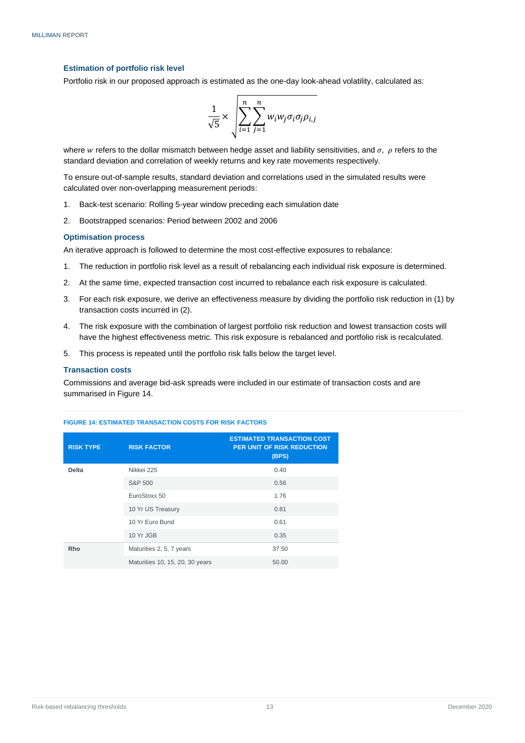### Estimation of portfolio risk level

Portfolio risk in our proposed approach is estimated as the one-day look-ahead volatility, calculated as:

$$\frac{1}{\sqrt{5}} \times \sqrt{\sum_{i=1}^{n} \sum_{j=1}^{n} w_i w_j \sigma_i \sigma_j \rho_{i,j}}$$

where $w$ refers to the dollar mismatch between hedge asset and liability sensitivities, and $\sigma$, $\rho$ refers to the standard deviation and correlation of weekly returns and key rate movements respectively.

To ensure out-of-sample results, standard deviation and correlations used in the simulated results were calculated over non-overlapping measurement periods:

1. Back-test scenario: Rolling 5-year window preceding each simulation date
2. Bootstrapped scenarios: Period between 2002 and 2006

### Optimisation process

An iterative approach is followed to determine the most cost-effective exposures to rebalance:

1. The reduction in portfolio risk level as a result of rebalancing each individual risk exposure is determined.
2. At the same time, expected transaction cost incurred to rebalance each risk exposure is calculated.
3. For each risk exposure, we derive an effectiveness measure by dividing the portfolio risk reduction in (1) by transaction costs incurred in (2).
4. The risk exposure with the combination of largest portfolio risk reduction and lowest transaction costs will have the highest effectiveness metric. This risk exposure is rebalanced and portfolio risk is recalculated.
5. This process is repeated until the portfolio risk falls below the target level.

### Transaction costs

Commissions and average bid-ask spreads were included in our estimate of transaction costs and are summarised in Figure 14.

FIGURE 14: ESTIMATED TRANSACTION COSTS FOR RISK FACTORS

| RISK TYPE | RISK FACTOR | ESTIMATED TRANSACTION COST PER UNIT OF RISK REDUCTION (BPS) |
|---|---|---|
| **Delta** | Nikkei 225 | 0.40 |
| | S&P 500 | 0.56 |
| | EuroStoxx 50 | 1.76 |
| | 10 Yr US Treasury | 0.81 |
| | 10 Yr Euro Bund | 0.61 |
| | 10 Yr JGB | 0.35 |
| **Rho** | Maturities 2, 5, 7 years | 37.50 |
| | Maturities 10, 15, 20, 30 years | 50.00 |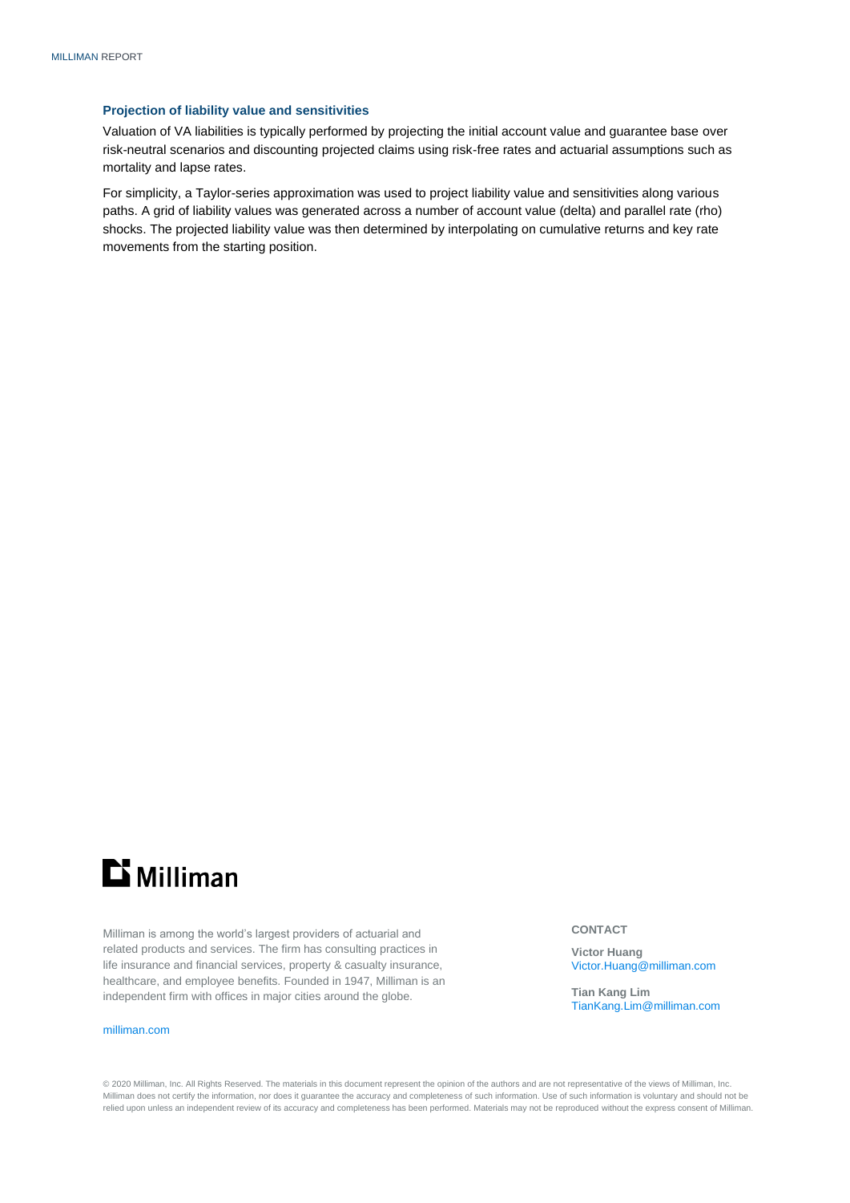### Projection of liability value and sensitivities

Valuation of VA liabilities is typically performed by projecting the initial account value and guarantee base over risk-neutral scenarios and discounting projected claims using risk-free rates and actuarial assumptions such as mortality and lapse rates.

For simplicity, a Taylor-series approximation was used to project liability value and sensitivities along various paths. A grid of liability values was generated across a number of account value (delta) and parallel rate (rho) shocks. The projected liability value was then determined by interpolating on cumulative returns and key rate movements from the starting position.

Milliman

Milliman is among the world's largest providers of actuarial and related products and services. The firm has consulting practices in life insurance and financial services, property & casualty insurance, healthcare, and employee benefits. Founded in 1947, Milliman is an independent firm with offices in major cities around the globe.

milliman.com

**CONTACT**

**Victor Huang**
Victor.Huang@milliman.com

**Tian Kang Lim**
TianKang.Lim@milliman.com

© 2020 Milliman, Inc. All Rights Reserved. The materials in this document represent the opinion of the authors and are not representative of the views of Milliman, Inc. Milliman does not certify the information, nor does it guarantee the accuracy and completeness of such information. Use of such information is voluntary and should not be relied upon unless an independent review of its accuracy and completeness has been performed. Materials may not be reproduced without the express consent of Milliman.